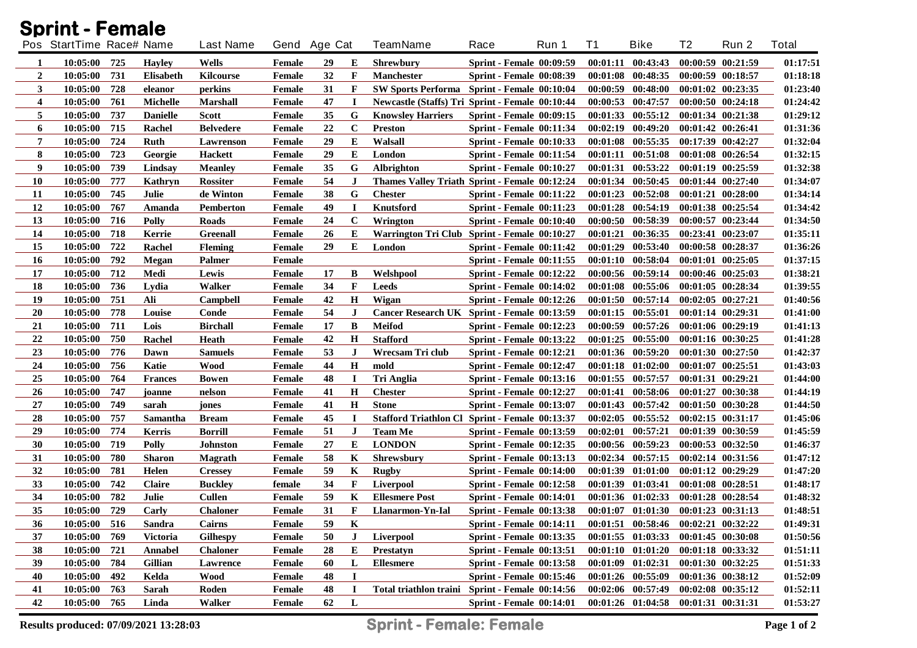# Sprint - Female

| Pos | StartTime | Race# | Name | Last Name | Gend | Age | Cat | TeamName | Race | Run 1 | T1 | Bike | T2 | Run 2 | Total |
|---|---|---|---|---|---|---|---|---|---|---|---|---|---|---|---|
| 1 | 10:05:00 | 725 | Hayley | Wells | Female | 29 | E | Shrewbury | Sprint - Female | 00:09:59 | 00:01:11 | 00:43:43 | 00:00:59 | 00:21:59 | 01:17:51 |
| 2 | 10:05:00 | 731 | Elisabeth | Kilcourse | Female | 32 | F | Manchester | Sprint - Female | 00:08:39 | 00:01:08 | 00:48:35 | 00:00:59 | 00:18:57 | 01:18:18 |
| 3 | 10:05:00 | 728 | eleanor | perkins | Female | 31 | F | SW Sports Performa | Sprint - Female | 00:10:04 | 00:00:59 | 00:48:00 | 00:01:02 | 00:23:35 | 01:23:40 |
| 4 | 10:05:00 | 761 | Michelle | Marshall | Female | 47 | I | Newcastle (Staffs) Tri | Sprint - Female | 00:10:44 | 00:00:53 | 00:47:57 | 00:00:50 | 00:24:18 | 01:24:42 |
| 5 | 10:05:00 | 737 | Danielle | Scott | Female | 35 | G | Knowsley Harriers | Sprint - Female | 00:09:15 | 00:01:33 | 00:55:12 | 00:01:34 | 00:21:38 | 01:29:12 |
| 6 | 10:05:00 | 715 | Rachel | Belvedere | Female | 22 | C | Preston | Sprint - Female | 00:11:34 | 00:02:19 | 00:49:20 | 00:01:42 | 00:26:41 | 01:31:36 |
| 7 | 10:05:00 | 724 | Ruth | Lawrenson | Female | 29 | E | Walsall | Sprint - Female | 00:10:33 | 00:01:08 | 00:55:35 | 00:17:39 | 00:42:27 | 01:32:04 |
| 8 | 10:05:00 | 723 | Georgie | Hackett | Female | 29 | E | London | Sprint - Female | 00:11:54 | 00:01:11 | 00:51:08 | 00:01:08 | 00:26:54 | 01:32:15 |
| 9 | 10:05:00 | 739 | Lindsay | Meanley | Female | 35 | G | Albrighton | Sprint - Female | 00:10:27 | 00:01:31 | 00:53:22 | 00:01:19 | 00:25:59 | 01:32:38 |
| 10 | 10:05:00 | 777 | Kathryn | Rossiter | Female | 54 | J | Thames Valley Triath | Sprint - Female | 00:12:24 | 00:01:34 | 00:50:45 | 00:01:44 | 00:27:40 | 01:34:07 |
| 11 | 10:05:00 | 745 | Julie | de Winton | Female | 38 | G | Chester | Sprint - Female | 00:11:22 | 00:01:23 | 00:52:08 | 00:01:21 | 00:28:00 | 01:34:14 |
| 12 | 10:05:00 | 767 | Amanda | Pemberton | Female | 49 | I | Knutsford | Sprint - Female | 00:11:23 | 00:01:28 | 00:54:19 | 00:01:38 | 00:25:54 | 01:34:42 |
| 13 | 10:05:00 | 716 | Polly | Roads | Female | 24 | C | Wrington | Sprint - Female | 00:10:40 | 00:00:50 | 00:58:39 | 00:00:57 | 00:23:44 | 01:34:50 |
| 14 | 10:05:00 | 718 | Kerrie | Greenall | Female | 26 | E | Warrington Tri Club | Sprint - Female | 00:10:27 | 00:01:21 | 00:36:35 | 00:23:41 | 00:23:07 | 01:35:11 |
| 15 | 10:05:00 | 722 | Rachel | Fleming | Female | 29 | E | London | Sprint - Female | 00:11:42 | 00:01:29 | 00:53:40 | 00:00:58 | 00:28:37 | 01:36:26 |
| 16 | 10:05:00 | 792 | Megan | Palmer | Female | | | | Sprint - Female | 00:11:55 | 00:01:10 | 00:58:04 | 00:01:01 | 00:25:05 | 01:37:15 |
| 17 | 10:05:00 | 712 | Medi | Lewis | Female | 17 | B | Welshpool | Sprint - Female | 00:12:22 | 00:00:56 | 00:59:14 | 00:00:46 | 00:25:03 | 01:38:21 |
| 18 | 10:05:00 | 736 | Lydia | Walker | Female | 34 | F | Leeds | Sprint - Female | 00:14:02 | 00:01:08 | 00:55:06 | 00:01:05 | 00:28:34 | 01:39:55 |
| 19 | 10:05:00 | 751 | Ali | Campbell | Female | 42 | H | Wigan | Sprint - Female | 00:12:26 | 00:01:50 | 00:57:14 | 00:02:05 | 00:27:21 | 01:40:56 |
| 20 | 10:05:00 | 778 | Louise | Conde | Female | 54 | J | Cancer Research UK | Sprint - Female | 00:13:59 | 00:01:15 | 00:55:01 | 00:01:14 | 00:29:31 | 01:41:00 |
| 21 | 10:05:00 | 711 | Lois | Birchall | Female | 17 | B | Meifod | Sprint - Female | 00:12:23 | 00:00:59 | 00:57:26 | 00:01:06 | 00:29:19 | 01:41:13 |
| 22 | 10:05:00 | 750 | Rachel | Heath | Female | 42 | H | Stafford | Sprint - Female | 00:13:22 | 00:01:25 | 00:55:00 | 00:01:16 | 00:30:25 | 01:41:28 |
| 23 | 10:05:00 | 776 | Dawn | Samuels | Female | 53 | J | Wrecsam Tri club | Sprint - Female | 00:12:21 | 00:01:36 | 00:59:20 | 00:01:30 | 00:27:50 | 01:42:37 |
| 24 | 10:05:00 | 756 | Katie | Wood | Female | 44 | H | mold | Sprint - Female | 00:12:47 | 00:01:18 | 01:02:00 | 00:01:07 | 00:25:51 | 01:43:03 |
| 25 | 10:05:00 | 764 | Frances | Bowen | Female | 48 | I | Tri Anglia | Sprint - Female | 00:13:16 | 00:01:55 | 00:57:57 | 00:01:31 | 00:29:21 | 01:44:00 |
| 26 | 10:05:00 | 747 | joanne | nelson | Female | 41 | H | Chester | Sprint - Female | 00:12:27 | 00:01:41 | 00:58:06 | 00:01:27 | 00:30:38 | 01:44:19 |
| 27 | 10:05:00 | 749 | sarah | jones | Female | 41 | H | Stone | Sprint - Female | 00:13:07 | 00:01:43 | 00:57:42 | 00:01:50 | 00:30:28 | 01:44:50 |
| 28 | 10:05:00 | 757 | Samantha | Bream | Female | 45 | I | Stafford Triathlon Cl | Sprint - Female | 00:13:37 | 00:02:05 | 00:55:52 | 00:02:15 | 00:31:17 | 01:45:06 |
| 29 | 10:05:00 | 774 | Kerris | Borrill | Female | 51 | J | Team Me | Sprint - Female | 00:13:59 | 00:02:01 | 00:57:21 | 00:01:39 | 00:30:59 | 01:45:59 |
| 30 | 10:05:00 | 719 | Polly | Johnston | Female | 27 | E | LONDON | Sprint - Female | 00:12:35 | 00:00:56 | 00:59:23 | 00:00:53 | 00:32:50 | 01:46:37 |
| 31 | 10:05:00 | 780 | Sharon | Magrath | Female | 58 | K | Shrewsbury | Sprint - Female | 00:13:13 | 00:02:34 | 00:57:15 | 00:02:14 | 00:31:56 | 01:47:12 |
| 32 | 10:05:00 | 781 | Helen | Cressey | Female | 59 | K | Rugby | Sprint - Female | 00:14:00 | 00:01:39 | 01:01:00 | 00:01:12 | 00:29:29 | 01:47:20 |
| 33 | 10:05:00 | 742 | Claire | Buckley | female | 34 | F | Liverpool | Sprint - Female | 00:12:58 | 00:01:39 | 01:03:41 | 00:01:08 | 00:28:51 | 01:48:17 |
| 34 | 10:05:00 | 782 | Julie | Cullen | Female | 59 | K | Ellesmere Post | Sprint - Female | 00:14:01 | 00:01:36 | 01:02:33 | 00:01:28 | 00:28:54 | 01:48:32 |
| 35 | 10:05:00 | 729 | Carly | Chaloner | Female | 31 | F | Llanarmon-Yn-Ial | Sprint - Female | 00:13:38 | 00:01:07 | 01:01:30 | 00:01:23 | 00:31:13 | 01:48:51 |
| 36 | 10:05:00 | 516 | Sandra | Cairns | Female | 59 | K | | Sprint - Female | 00:14:11 | 00:01:51 | 00:58:46 | 00:02:21 | 00:32:22 | 01:49:31 |
| 37 | 10:05:00 | 769 | Victoria | Gilhespy | Female | 50 | J | Liverpool | Sprint - Female | 00:13:35 | 00:01:55 | 01:03:33 | 00:01:45 | 00:30:08 | 01:50:56 |
| 38 | 10:05:00 | 721 | Annabel | Chaloner | Female | 28 | E | Prestatyn | Sprint - Female | 00:13:51 | 00:01:10 | 01:01:20 | 00:01:18 | 00:33:32 | 01:51:11 |
| 39 | 10:05:00 | 784 | Gillian | Lawrence | Female | 60 | L | Ellesmere | Sprint - Female | 00:13:58 | 00:01:09 | 01:02:31 | 00:01:30 | 00:32:25 | 01:51:33 |
| 40 | 10:05:00 | 492 | Kelda | Wood | Female | 48 | I | | Sprint - Female | 00:15:46 | 00:01:26 | 00:55:09 | 00:01:36 | 00:38:12 | 01:52:09 |
| 41 | 10:05:00 | 763 | Sarah | Roden | Female | 48 | I | Total triathlon traini | Sprint - Female | 00:14:56 | 00:02:06 | 00:57:49 | 00:02:08 | 00:35:12 | 01:52:11 |
| 42 | 10:05:00 | 765 | Linda | Walker | Female | 62 | L | | Sprint - Female | 00:14:01 | 00:01:26 | 01:04:58 | 00:01:31 | 00:31:31 | 01:53:27 |

Results produced: 07/09/2021 13:28:03

Sprint - Female: Female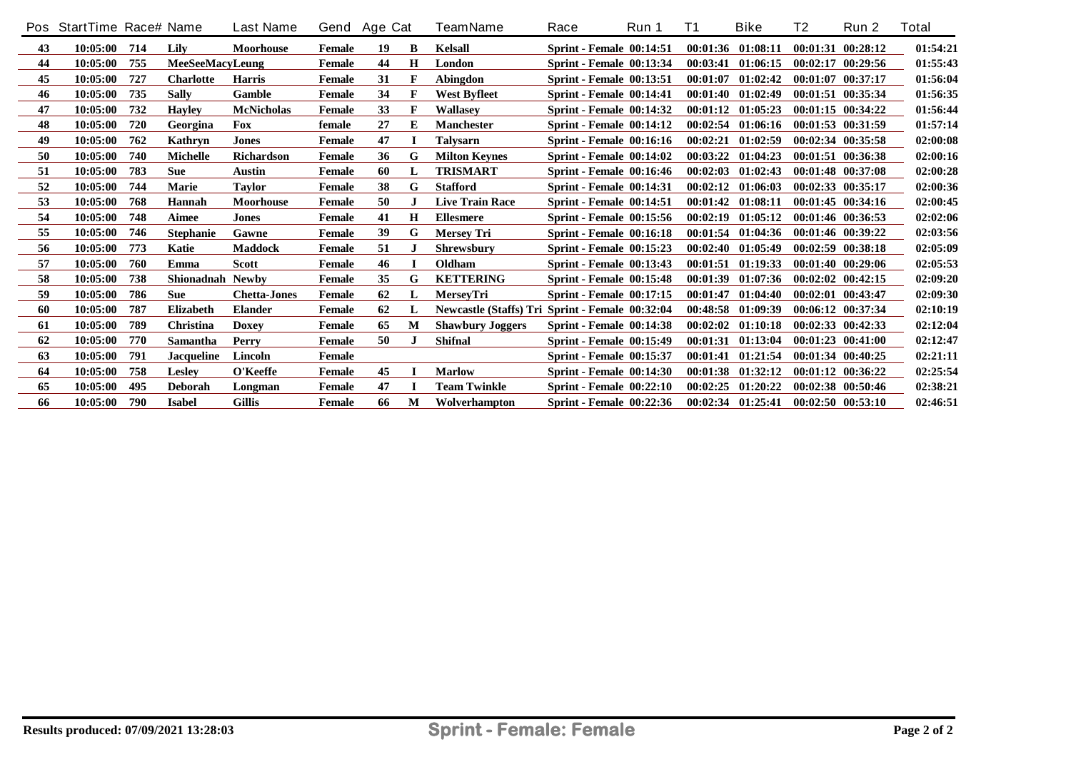| Pos | StartTime | Race# | Name | Last Name | Gend | Age | Cat | TeamName | Race | Run 1 | T1 | Bike | T2 | Run 2 | Total |
|---|---|---|---|---|---|---|---|---|---|---|---|---|---|---|---|
| 43 | 10:05:00 | 714 | Lily | Moorhouse | Female | 19 | B | Kelsall | Sprint - Female | 00:14:51 | 00:01:36 | 01:08:11 | 00:01:31 | 00:28:12 | 01:54:21 |
| 44 | 10:05:00 | 755 | MeeSeeMacy | Leung | Female | 44 | H | London | Sprint - Female | 00:13:34 | 00:03:41 | 01:06:15 | 00:02:17 | 00:29:56 | 01:55:43 |
| 45 | 10:05:00 | 727 | Charlotte | Harris | Female | 31 | F | Abingdon | Sprint - Female | 00:13:51 | 00:01:07 | 01:02:42 | 00:01:07 | 00:37:17 | 01:56:04 |
| 46 | 10:05:00 | 735 | Sally | Gamble | Female | 34 | F | West Byfleet | Sprint - Female | 00:14:41 | 00:01:40 | 01:02:49 | 00:01:51 | 00:35:34 | 01:56:35 |
| 47 | 10:05:00 | 732 | Hayley | McNicholas | Female | 33 | F | Wallasey | Sprint - Female | 00:14:32 | 00:01:12 | 01:05:23 | 00:01:15 | 00:34:22 | 01:56:44 |
| 48 | 10:05:00 | 720 | Georgina | Fox | female | 27 | E | Manchester | Sprint - Female | 00:14:12 | 00:02:54 | 01:06:16 | 00:01:53 | 00:31:59 | 01:57:14 |
| 49 | 10:05:00 | 762 | Kathryn | Jones | Female | 47 | I | Talysarn | Sprint - Female | 00:16:16 | 00:02:21 | 01:02:59 | 00:02:34 | 00:35:58 | 02:00:08 |
| 50 | 10:05:00 | 740 | Michelle | Richardson | Female | 36 | G | Milton Keynes | Sprint - Female | 00:14:02 | 00:03:22 | 01:04:23 | 00:01:51 | 00:36:38 | 02:00:16 |
| 51 | 10:05:00 | 783 | Sue | Austin | Female | 60 | L | TRISMART | Sprint - Female | 00:16:46 | 00:02:03 | 01:02:43 | 00:01:48 | 00:37:08 | 02:00:28 |
| 52 | 10:05:00 | 744 | Marie | Taylor | Female | 38 | G | Stafford | Sprint - Female | 00:14:31 | 00:02:12 | 01:06:03 | 00:02:33 | 00:35:17 | 02:00:36 |
| 53 | 10:05:00 | 768 | Hannah | Moorhouse | Female | 50 | J | Live Train Race | Sprint - Female | 00:14:51 | 00:01:42 | 01:08:11 | 00:01:45 | 00:34:16 | 02:00:45 |
| 54 | 10:05:00 | 748 | Aimee | Jones | Female | 41 | H | Ellesmere | Sprint - Female | 00:15:56 | 00:02:19 | 01:05:12 | 00:01:46 | 00:36:53 | 02:02:06 |
| 55 | 10:05:00 | 746 | Stephanie | Gawne | Female | 39 | G | Mersey Tri | Sprint - Female | 00:16:18 | 00:01:54 | 01:04:36 | 00:01:46 | 00:39:22 | 02:03:56 |
| 56 | 10:05:00 | 773 | Katie | Maddock | Female | 51 | J | Shrewsbury | Sprint - Female | 00:15:23 | 00:02:40 | 01:05:49 | 00:02:59 | 00:38:18 | 02:05:09 |
| 57 | 10:05:00 | 760 | Emma | Scott | Female | 46 | I | Oldham | Sprint - Female | 00:13:43 | 00:01:51 | 01:19:33 | 00:01:40 | 00:29:06 | 02:05:53 |
| 58 | 10:05:00 | 738 | Shionadnah | Newby | Female | 35 | G | KETTERING | Sprint - Female | 00:15:48 | 00:01:39 | 01:07:36 | 00:02:02 | 00:42:15 | 02:09:20 |
| 59 | 10:05:00 | 786 | Sue | Chetta-Jones | Female | 62 | L | MerseyTri | Sprint - Female | 00:17:15 | 00:01:47 | 01:04:40 | 00:02:01 | 00:43:47 | 02:09:30 |
| 60 | 10:05:00 | 787 | Elizabeth | Elander | Female | 62 | L | Newcastle (Staffs) Tri | Sprint - Female | 00:32:04 | 00:48:58 | 01:09:39 | 00:06:12 | 00:37:34 | 02:10:19 |
| 61 | 10:05:00 | 789 | Christina | Doxey | Female | 65 | M | Shawbury Joggers | Sprint - Female | 00:14:38 | 00:02:02 | 01:10:18 | 00:02:33 | 00:42:33 | 02:12:04 |
| 62 | 10:05:00 | 770 | Samantha | Perry | Female | 50 | J | Shifnal | Sprint - Female | 00:15:49 | 00:01:31 | 01:13:04 | 00:01:23 | 00:41:00 | 02:12:47 |
| 63 | 10:05:00 | 791 | Jacqueline | Lincoln | Female | | | | Sprint - Female | 00:15:37 | 00:01:41 | 01:21:54 | 00:01:34 | 00:40:25 | 02:21:11 |
| 64 | 10:05:00 | 758 | Lesley | O'Keeffe | Female | 45 | I | Marlow | Sprint - Female | 00:14:30 | 00:01:38 | 01:32:12 | 00:01:12 | 00:36:22 | 02:25:54 |
| 65 | 10:05:00 | 495 | Deborah | Longman | Female | 47 | I | Team Twinkle | Sprint - Female | 00:22:10 | 00:02:25 | 01:20:22 | 00:02:38 | 00:50:46 | 02:38:21 |
| 66 | 10:05:00 | 790 | Isabel | Gillis | Female | 66 | M | Wolverhampton | Sprint - Female | 00:22:36 | 00:02:34 | 01:25:41 | 00:02:50 | 00:53:10 | 02:46:51 |

**Results produced: 07/09/2021 13:28:03**

**Sprint - Female: Female**